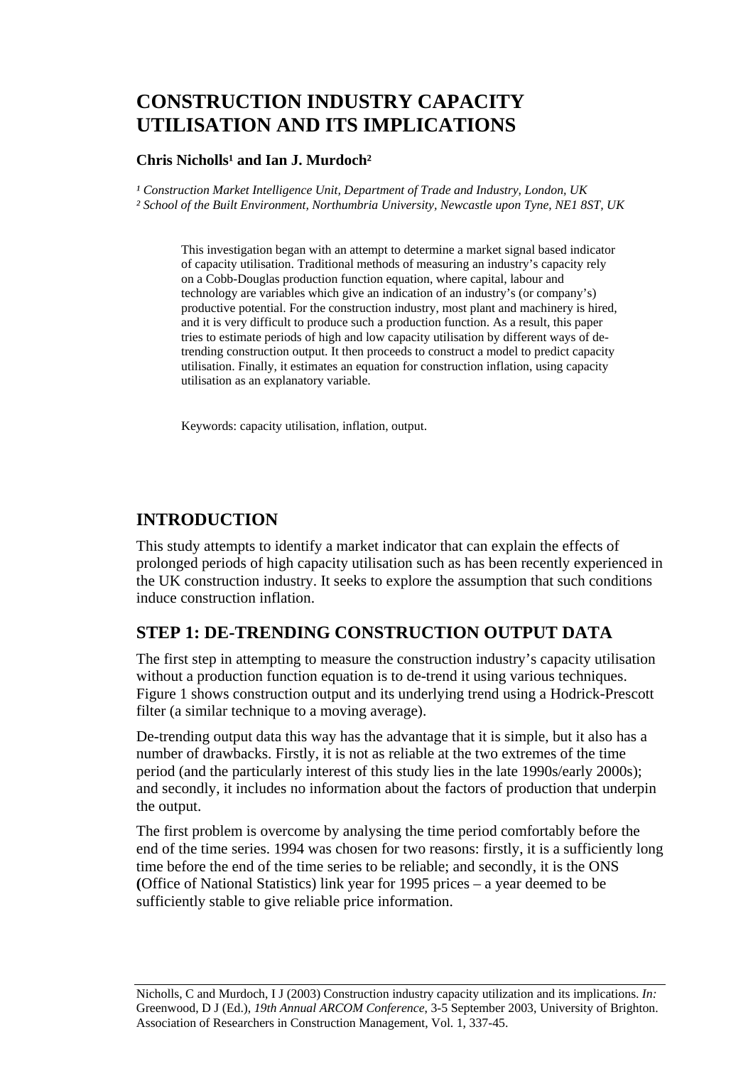# CONSTRUCTION INDUSTRY CAPACITY UTILISATION AND ITS IMPLICATIONS

**Chris Nicholls[1] and Ian J. Murdoch[2]**

*[1] Construction Market Intelligence Unit, Department of Trade and Industry, London, UK*
*[2] School of the Built Environment, Northumbria University, Newcastle upon Tyne, NE1 8ST, UK*

This investigation began with an attempt to determine a market signal based indicator of capacity utilisation. Traditional methods of measuring an industry's capacity rely on a Cobb-Douglas production function equation, where capital, labour and technology are variables which give an indication of an industry's (or company's) productive potential. For the construction industry, most plant and machinery is hired, and it is very difficult to produce such a production function. As a result, this paper tries to estimate periods of high and low capacity utilisation by different ways of de-trending construction output. It then proceeds to construct a model to predict capacity utilisation. Finally, it estimates an equation for construction inflation, using capacity utilisation as an explanatory variable.

Keywords: capacity utilisation, inflation, output.

## INTRODUCTION

This study attempts to identify a market indicator that can explain the effects of prolonged periods of high capacity utilisation such as has been recently experienced in the UK construction industry. It seeks to explore the assumption that such conditions induce construction inflation.

## STEP 1: DE-TRENDING CONSTRUCTION OUTPUT DATA

The first step in attempting to measure the construction industry's capacity utilisation without a production function equation is to de-trend it using various techniques. Figure 1 shows construction output and its underlying trend using a Hodrick-Prescott filter (a similar technique to a moving average).

De-trending output data this way has the advantage that it is simple, but it also has a number of drawbacks. Firstly, it is not as reliable at the two extremes of the time period (and the particularly interest of this study lies in the late 1990s/early 2000s); and secondly, it includes no information about the factors of production that underpin the output.

The first problem is overcome by analysing the time period comfortably before the end of the time series. 1994 was chosen for two reasons: firstly, it is a sufficiently long time before the end of the time series to be reliable; and secondly, it is the ONS **(**Office of National Statistics) link year for 1995 prices – a year deemed to be sufficiently stable to give reliable price information.

Nicholls, C and Murdoch, I J (2003) Construction industry capacity utilization and its implications. *In:* Greenwood, D J (Ed.), *19th Annual ARCOM Conference,* 3-5 September 2003, University of Brighton. Association of Researchers in Construction Management, Vol. 1, 337-45.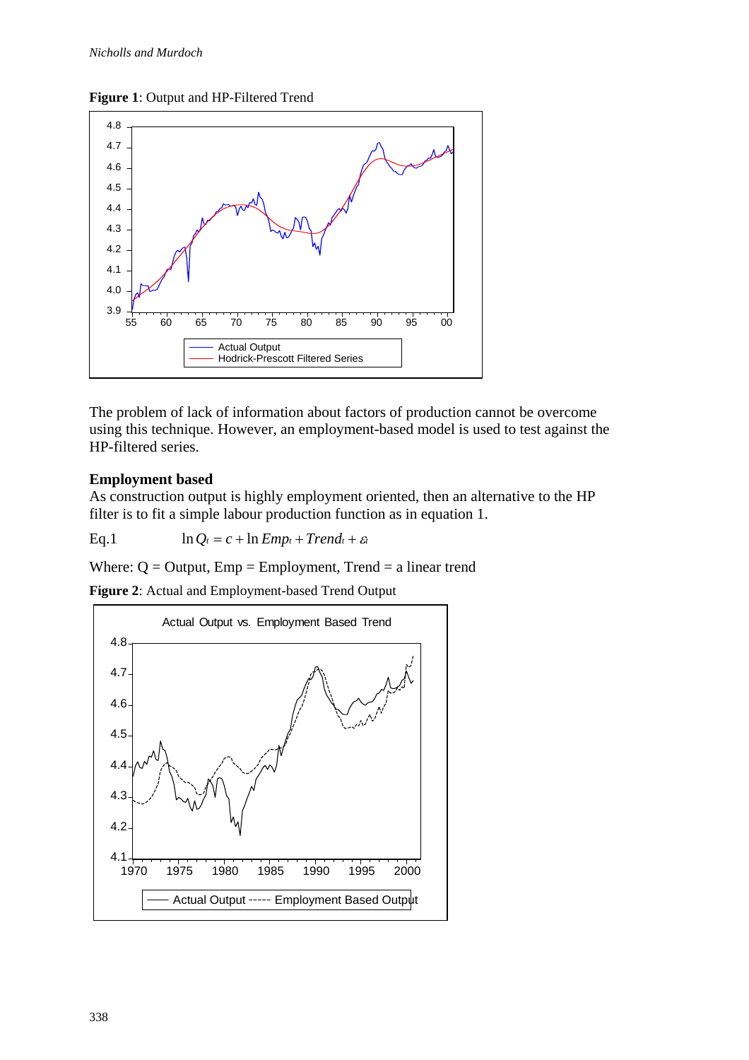**Figure 1**: Output and HP-Filtered Trend

The problem of lack of information about factors of production cannot be overcome using this technique. However, an employment-based model is used to test against the HP-filtered series.

**Employment based**

As construction output is highly employment oriented, then an alternative to the HP filter is to fit a simple labour production function as in equation 1.

Eq.1 $$\ln Q_t = c + \ln Emp_t + Trend_t + \varepsilon_t$$

Where: Q = Output, Emp = Employment, Trend = a linear trend

**Figure 2**: Actual and Employment-based Trend Output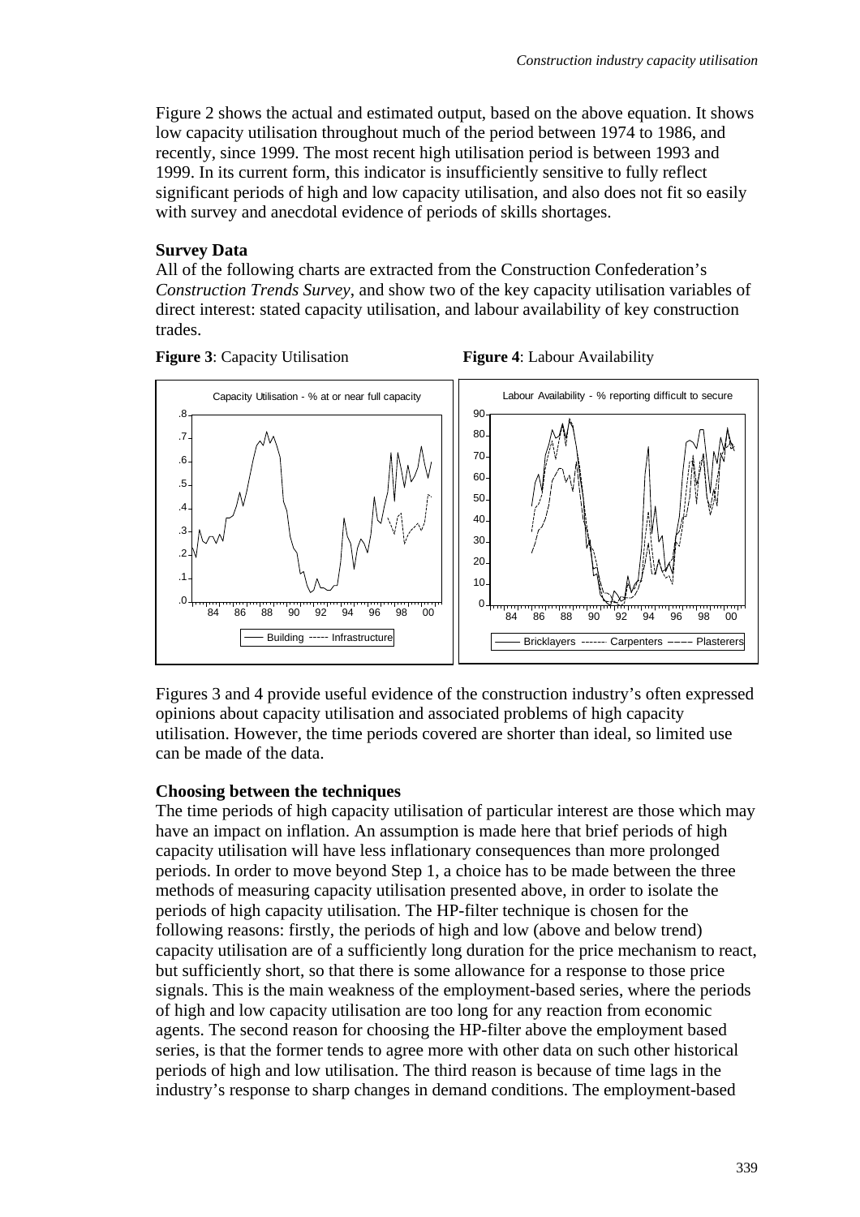Figure 2 shows the actual and estimated output, based on the above equation. It shows low capacity utilisation throughout much of the period between 1974 to 1986, and recently, since 1999. The most recent high utilisation period is between 1993 and 1999. In its current form, this indicator is insufficiently sensitive to fully reflect significant periods of high and low capacity utilisation, and also does not fit so easily with survey and anecdotal evidence of periods of skills shortages.

**Survey Data**

All of the following charts are extracted from the Construction Confederation's *Construction Trends Survey*, and show two of the key capacity utilisation variables of direct interest: stated capacity utilisation, and labour availability of key construction trades.

**Figure 3**: Capacity Utilisation

**Figure 4**: Labour Availability

Figures 3 and 4 provide useful evidence of the construction industry's often expressed opinions about capacity utilisation and associated problems of high capacity utilisation. However, the time periods covered are shorter than ideal, so limited use can be made of the data.

**Choosing between the techniques**

The time periods of high capacity utilisation of particular interest are those which may have an impact on inflation. An assumption is made here that brief periods of high capacity utilisation will have less inflationary consequences than more prolonged periods. In order to move beyond Step 1, a choice has to be made between the three methods of measuring capacity utilisation presented above, in order to isolate the periods of high capacity utilisation. The HP-filter technique is chosen for the following reasons: firstly, the periods of high and low (above and below trend) capacity utilisation are of a sufficiently long duration for the price mechanism to react, but sufficiently short, so that there is some allowance for a response to those price signals. This is the main weakness of the employment-based series, where the periods of high and low capacity utilisation are too long for any reaction from economic agents. The second reason for choosing the HP-filter above the employment based series, is that the former tends to agree more with other data on such other historical periods of high and low utilisation. The third reason is because of time lags in the industry's response to sharp changes in demand conditions. The employment-based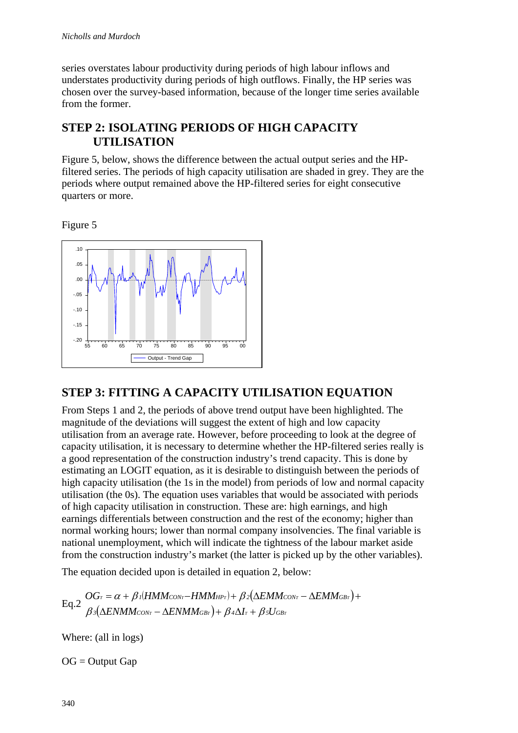series overstates labour productivity during periods of high labour inflows and understates productivity during periods of high outflows. Finally, the HP series was chosen over the survey-based information, because of the longer time series available from the former.

## STEP 2: ISOLATING PERIODS OF HIGH CAPACITY UTILISATION

Figure 5, below, shows the difference between the actual output series and the HP-filtered series. The periods of high capacity utilisation are shaded in grey. They are the periods where output remained above the HP-filtered series for eight consecutive quarters or more.

Figure 5

## STEP 3: FITTING A CAPACITY UTILISATION EQUATION

From Steps 1 and 2, the periods of above trend output have been highlighted. The magnitude of the deviations will suggest the extent of high and low capacity utilisation from an average rate. However, before proceeding to look at the degree of capacity utilisation, it is necessary to determine whether the HP-filtered series really is a good representation of the construction industry's trend capacity. This is done by estimating an LOGIT equation, as it is desirable to distinguish between the periods of high capacity utilisation (the 1s in the model) from periods of low and normal capacity utilisation (the 0s). The equation uses variables that would be associated with periods of high capacity utilisation in construction. These are: high earnings, and high earnings differentials between construction and the rest of the economy; higher than normal working hours; lower than normal company insolvencies. The final variable is national unemployment, which will indicate the tightness of the labour market aside from the construction industry's market (the latter is picked up by the other variables).

The equation decided upon is detailed in equation 2, below:

Eq.2
$$OG_T = \alpha + \beta_1(HMM_{CON_T} - HMM_{HP_T}) + \beta_2(\Delta EMM_{CON_T} - \Delta EMM_{GB_T}) + \beta_3(\Delta ENMM_{CON_T} - \Delta ENMM_{GB_T}) + \beta_4 \Delta I_T + \beta_5 U_{GB_T}$$

Where: (all in logs)

OG = Output Gap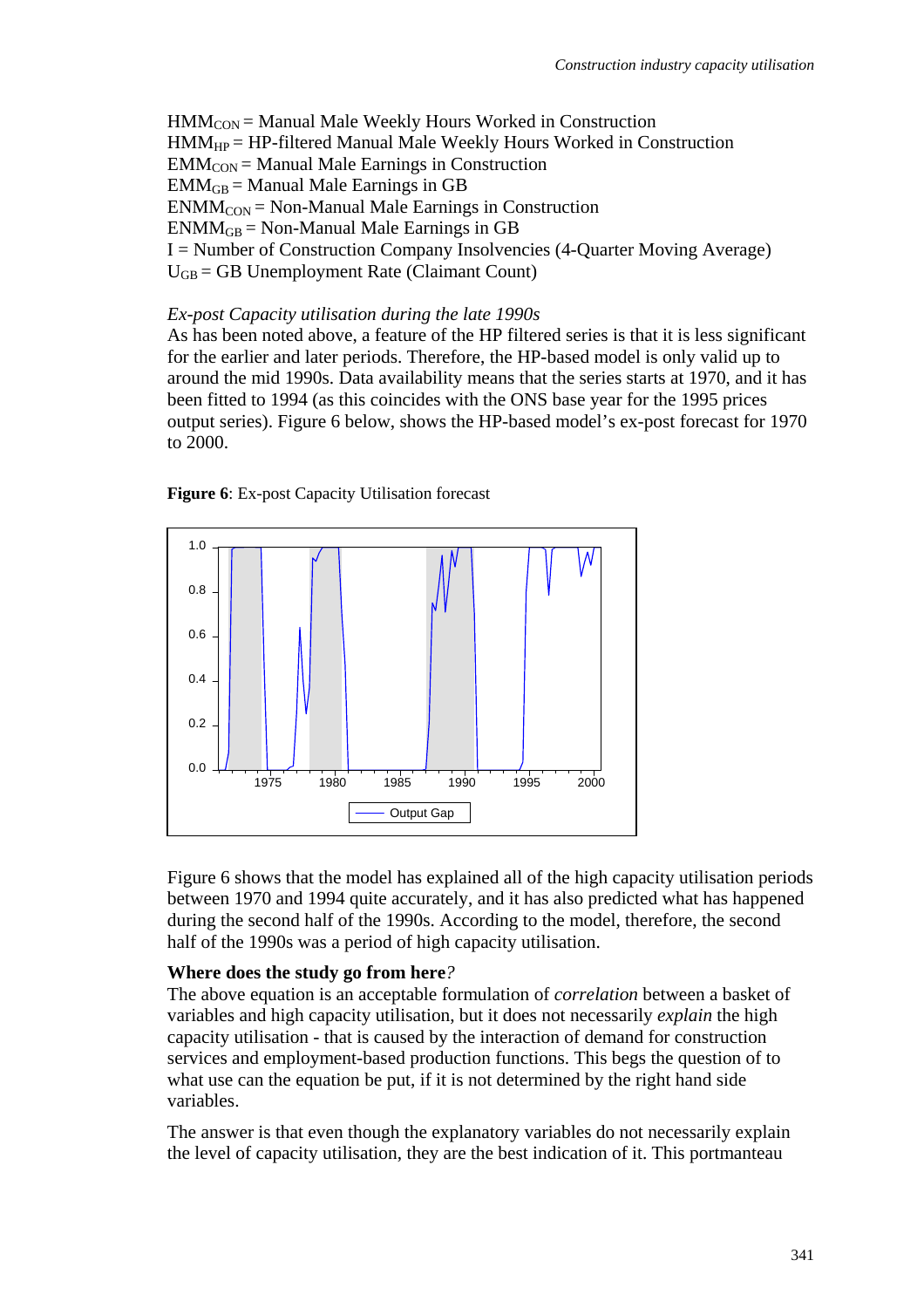$HMM_{CON}$ = Manual Male Weekly Hours Worked in Construction
$HMM_{HP}$ = HP-filtered Manual Male Weekly Hours Worked in Construction
$EMM_{CON}$ = Manual Male Earnings in Construction
$EMM_{GB}$ = Manual Male Earnings in GB
$ENMM_{CON}$ = Non-Manual Male Earnings in Construction
$ENMM_{GB}$ = Non-Manual Male Earnings in GB
I = Number of Construction Company Insolvencies (4-Quarter Moving Average)
$U_{GB}$ = GB Unemployment Rate (Claimant Count)

*Ex-post Capacity utilisation during the late 1990s*

As has been noted above, a feature of the HP filtered series is that it is less significant for the earlier and later periods. Therefore, the HP-based model is only valid up to around the mid 1990s. Data availability means that the series starts at 1970, and it has been fitted to 1994 (as this coincides with the ONS base year for the 1995 prices output series). Figure 6 below, shows the HP-based model's ex-post forecast for 1970 to 2000.

**Figure 6**: Ex-post Capacity Utilisation forecast

Figure 6 shows that the model has explained all of the high capacity utilisation periods between 1970 and 1994 quite accurately, and it has also predicted what has happened during the second half of the 1990s. According to the model, therefore, the second half of the 1990s was a period of high capacity utilisation.

**Where does the study go from here***?*

The above equation is an acceptable formulation of *correlation* between a basket of variables and high capacity utilisation, but it does not necessarily *explain* the high capacity utilisation - that is caused by the interaction of demand for construction services and employment-based production functions. This begs the question of to what use can the equation be put, if it is not determined by the right hand side variables.

The answer is that even though the explanatory variables do not necessarily explain the level of capacity utilisation, they are the best indication of it. This portmanteau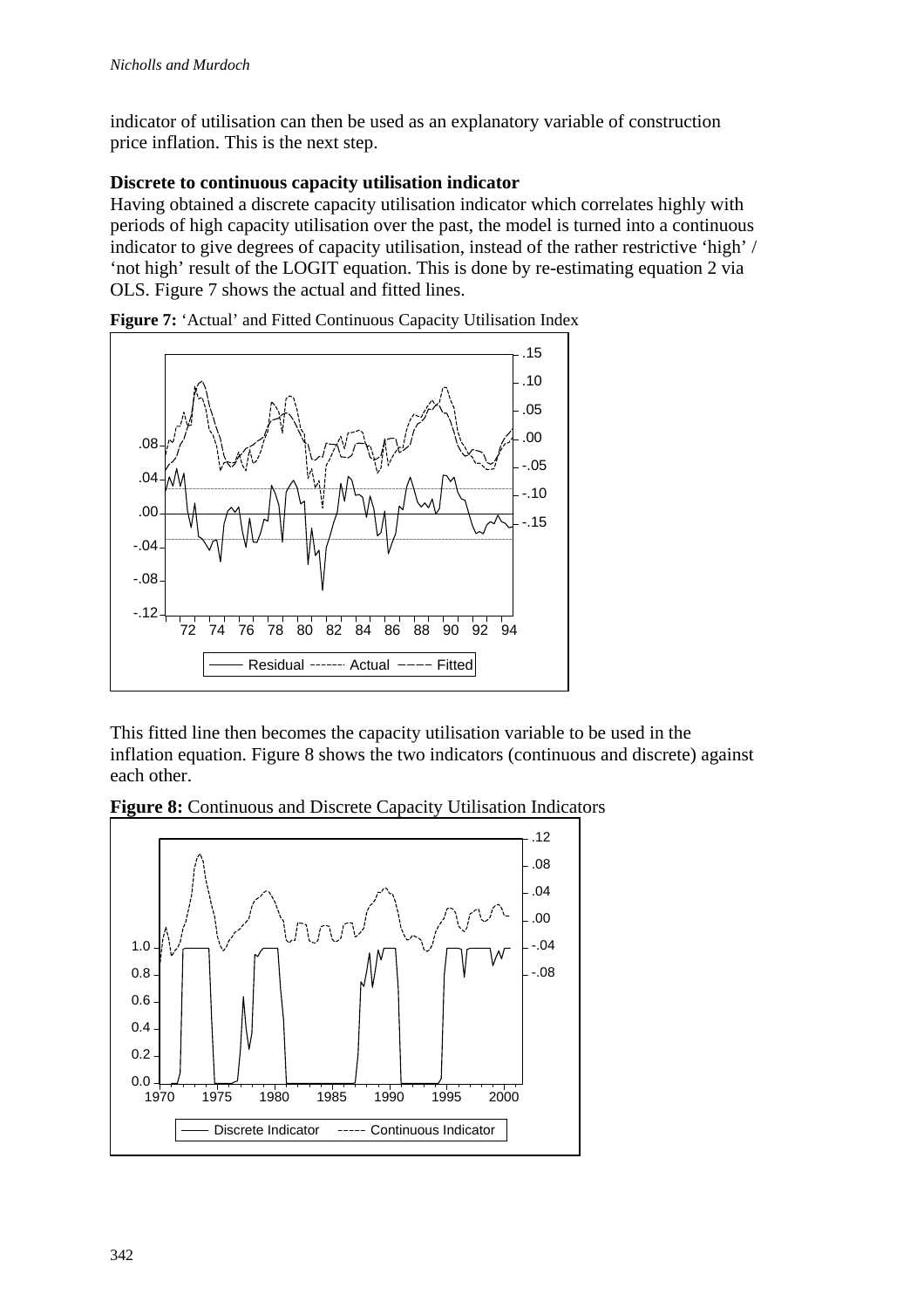indicator of utilisation can then be used as an explanatory variable of construction price inflation. This is the next step.

**Discrete to continuous capacity utilisation indicator**

Having obtained a discrete capacity utilisation indicator which correlates highly with periods of high capacity utilisation over the past, the model is turned into a continuous indicator to give degrees of capacity utilisation, instead of the rather restrictive 'high' / 'not high' result of the LOGIT equation. This is done by re-estimating equation 2 via OLS. Figure 7 shows the actual and fitted lines.

**Figure 7:** 'Actual' and Fitted Continuous Capacity Utilisation Index

This fitted line then becomes the capacity utilisation variable to be used in the inflation equation. Figure 8 shows the two indicators (continuous and discrete) against each other.

**Figure 8:** Continuous and Discrete Capacity Utilisation Indicators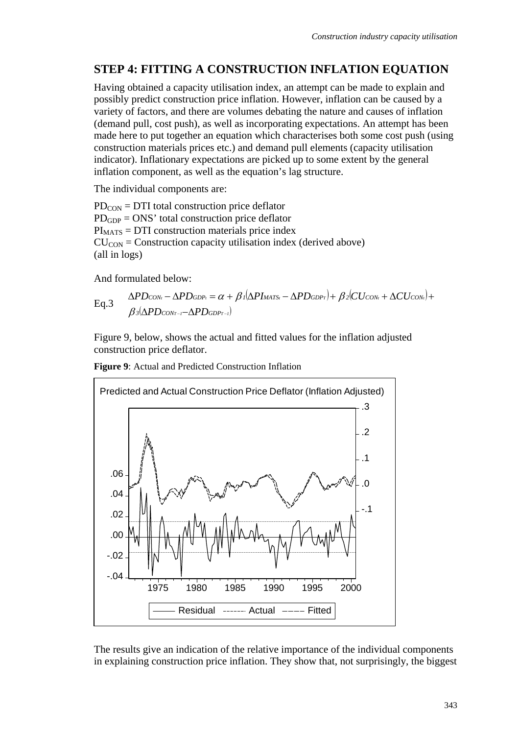## STEP 4: FITTING A CONSTRUCTION INFLATION EQUATION

Having obtained a capacity utilisation index, an attempt can be made to explain and possibly predict construction price inflation. However, inflation can be caused by a variety of factors, and there are volumes debating the nature and causes of inflation (demand pull, cost push), as well as incorporating expectations. An attempt has been made here to put together an equation which characterises both some cost push (using construction materials prices etc.) and demand pull elements (capacity utilisation indicator). Inflationary expectations are picked up to some extent by the general inflation component, as well as the equation's lag structure.

The individual components are:

$PD_{CON}$ = DTI total construction price deflator
$PD_{GDP}$ = ONS' total construction price deflator
$PI_{MATS}$ = DTI construction materials price index
$CU_{CON}$ = Construction capacity utilisation index (derived above)
(all in logs)

And formulated below:

Eq.3

$$\Delta PD_{CON_t} - \Delta PD_{GDP_t} = \alpha + \beta_1(\Delta PI_{MATS_t} - \Delta PD_{GDP_T}) + \beta_2(CU_{CON_t} + \Delta CU_{CON_t}) + \beta_3(\Delta PD_{CON_{T-1}} - \Delta PD_{GDP_{T-1}})$$

Figure 9, below, shows the actual and fitted values for the inflation adjusted construction price deflator.

**Figure 9**: Actual and Predicted Construction Inflation

The results give an indication of the relative importance of the individual components in explaining construction price inflation. They show that, not surprisingly, the biggest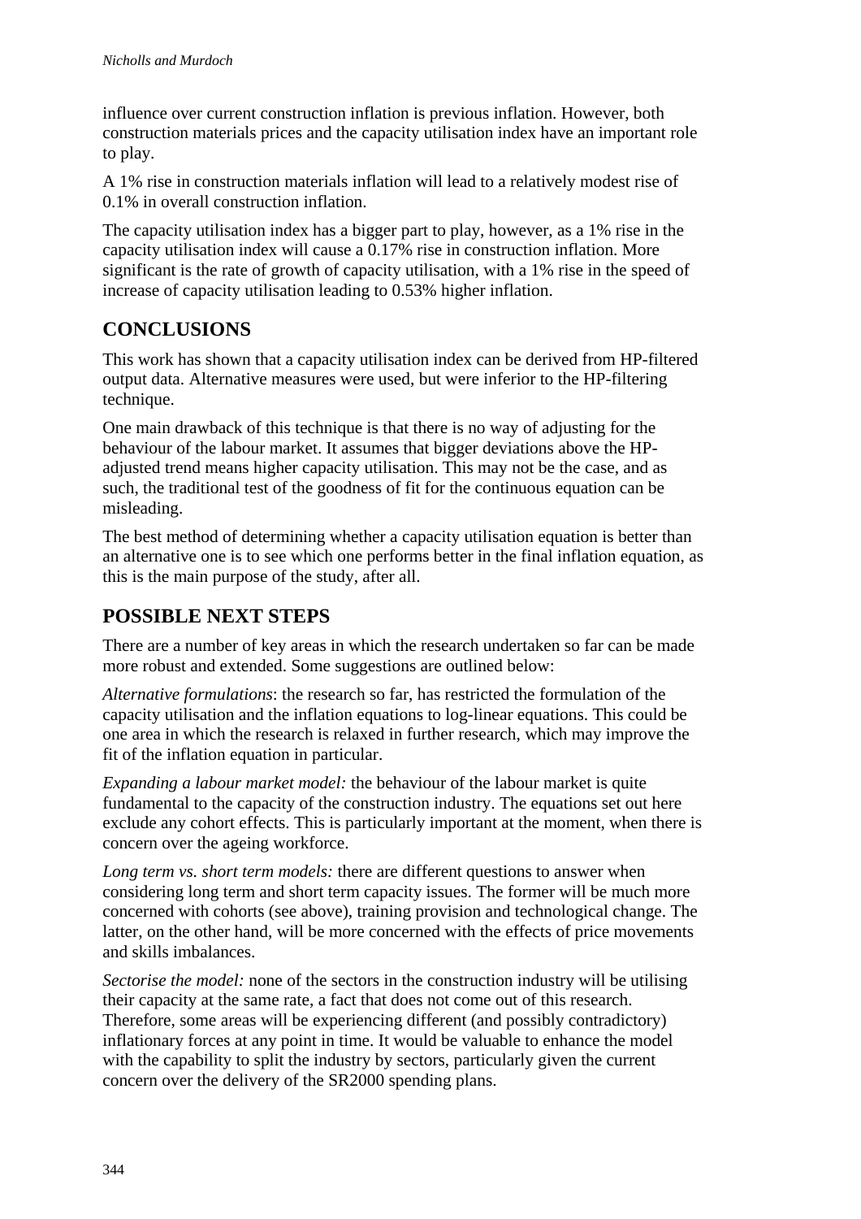influence over current construction inflation is previous inflation. However, both construction materials prices and the capacity utilisation index have an important role to play.

A 1% rise in construction materials inflation will lead to a relatively modest rise of 0.1% in overall construction inflation.

The capacity utilisation index has a bigger part to play, however, as a 1% rise in the capacity utilisation index will cause a 0.17% rise in construction inflation. More significant is the rate of growth of capacity utilisation, with a 1% rise in the speed of increase of capacity utilisation leading to 0.53% higher inflation.

## CONCLUSIONS

This work has shown that a capacity utilisation index can be derived from HP-filtered output data. Alternative measures were used, but were inferior to the HP-filtering technique.

One main drawback of this technique is that there is no way of adjusting for the behaviour of the labour market. It assumes that bigger deviations above the HP-adjusted trend means higher capacity utilisation. This may not be the case, and as such, the traditional test of the goodness of fit for the continuous equation can be misleading.

The best method of determining whether a capacity utilisation equation is better than an alternative one is to see which one performs better in the final inflation equation, as this is the main purpose of the study, after all.

## POSSIBLE NEXT STEPS

There are a number of key areas in which the research undertaken so far can be made more robust and extended. Some suggestions are outlined below:

*Alternative formulations*: the research so far, has restricted the formulation of the capacity utilisation and the inflation equations to log-linear equations. This could be one area in which the research is relaxed in further research, which may improve the fit of the inflation equation in particular.

*Expanding a labour market model:* the behaviour of the labour market is quite fundamental to the capacity of the construction industry. The equations set out here exclude any cohort effects. This is particularly important at the moment, when there is concern over the ageing workforce.

*Long term vs. short term models:* there are different questions to answer when considering long term and short term capacity issues. The former will be much more concerned with cohorts (see above), training provision and technological change. The latter, on the other hand, will be more concerned with the effects of price movements and skills imbalances.

*Sectorise the model:* none of the sectors in the construction industry will be utilising their capacity at the same rate, a fact that does not come out of this research. Therefore, some areas will be experiencing different (and possibly contradictory) inflationary forces at any point in time. It would be valuable to enhance the model with the capability to split the industry by sectors, particularly given the current concern over the delivery of the SR2000 spending plans.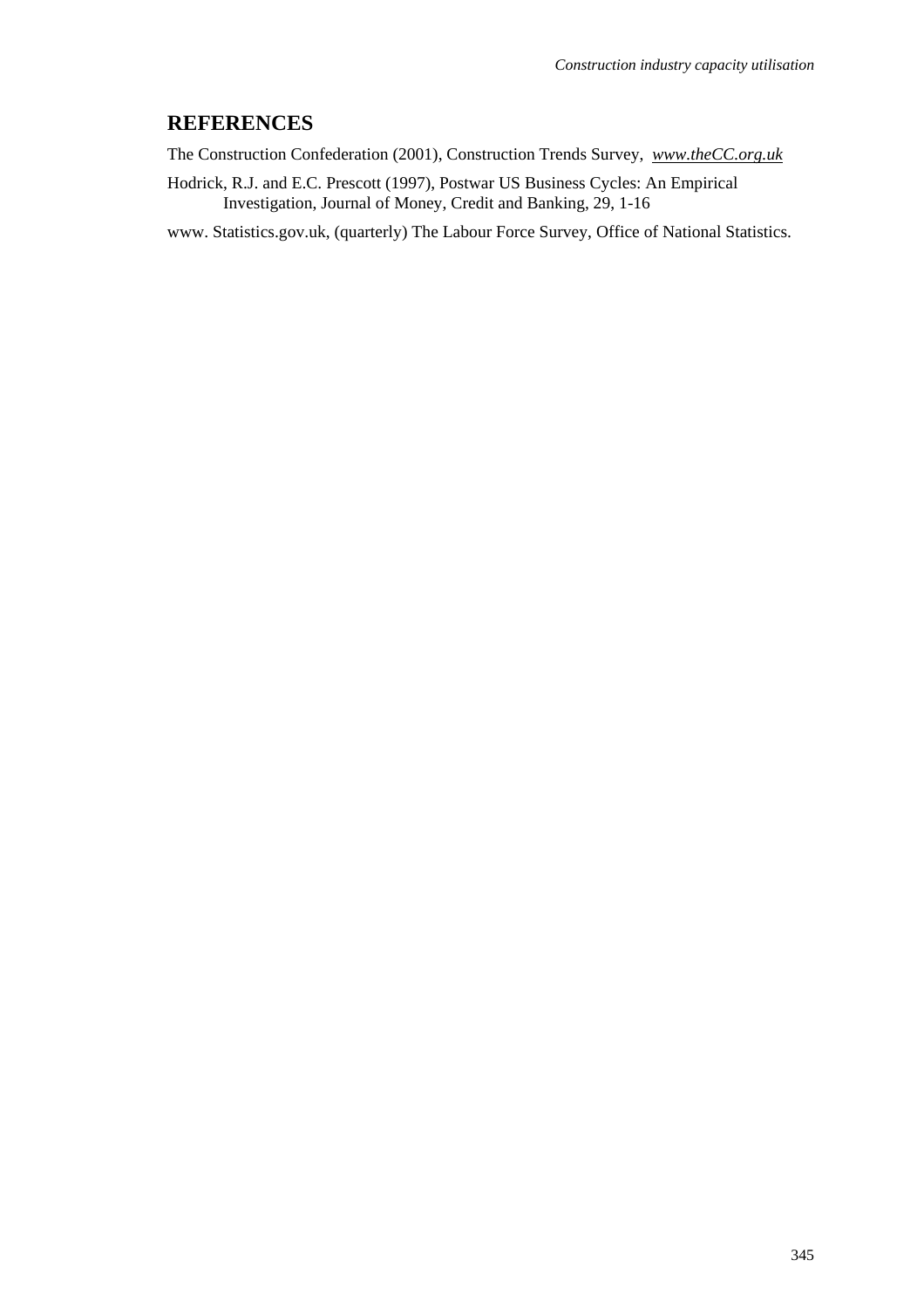## REFERENCES

The Construction Confederation (2001), Construction Trends Survey, *www.theCC.org.uk*

Hodrick, R.J. and E.C. Prescott (1997), Postwar US Business Cycles: An Empirical Investigation, Journal of Money, Credit and Banking, 29, 1-16

www. Statistics.gov.uk, (quarterly) The Labour Force Survey, Office of National Statistics.